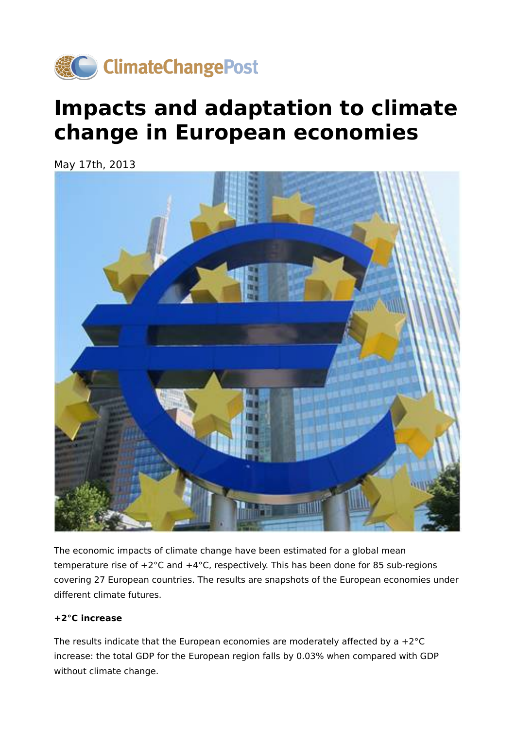ClimateChangePost

# Impacts and adaptation to climate change in European economies

May 17th, 2013

The economic impacts of climate change have been estimated for a global mean temperature rise of +2°C and +4°C, respectively. This has been done for 85 sub-regions covering 27 European countries. The results are snapshots of the European economies under different climate futures.

**+2°C increase**

The results indicate that the European economies are moderately affected by a +2°C increase: the total GDP for the European region falls by 0.03% when compared with GDP without climate change.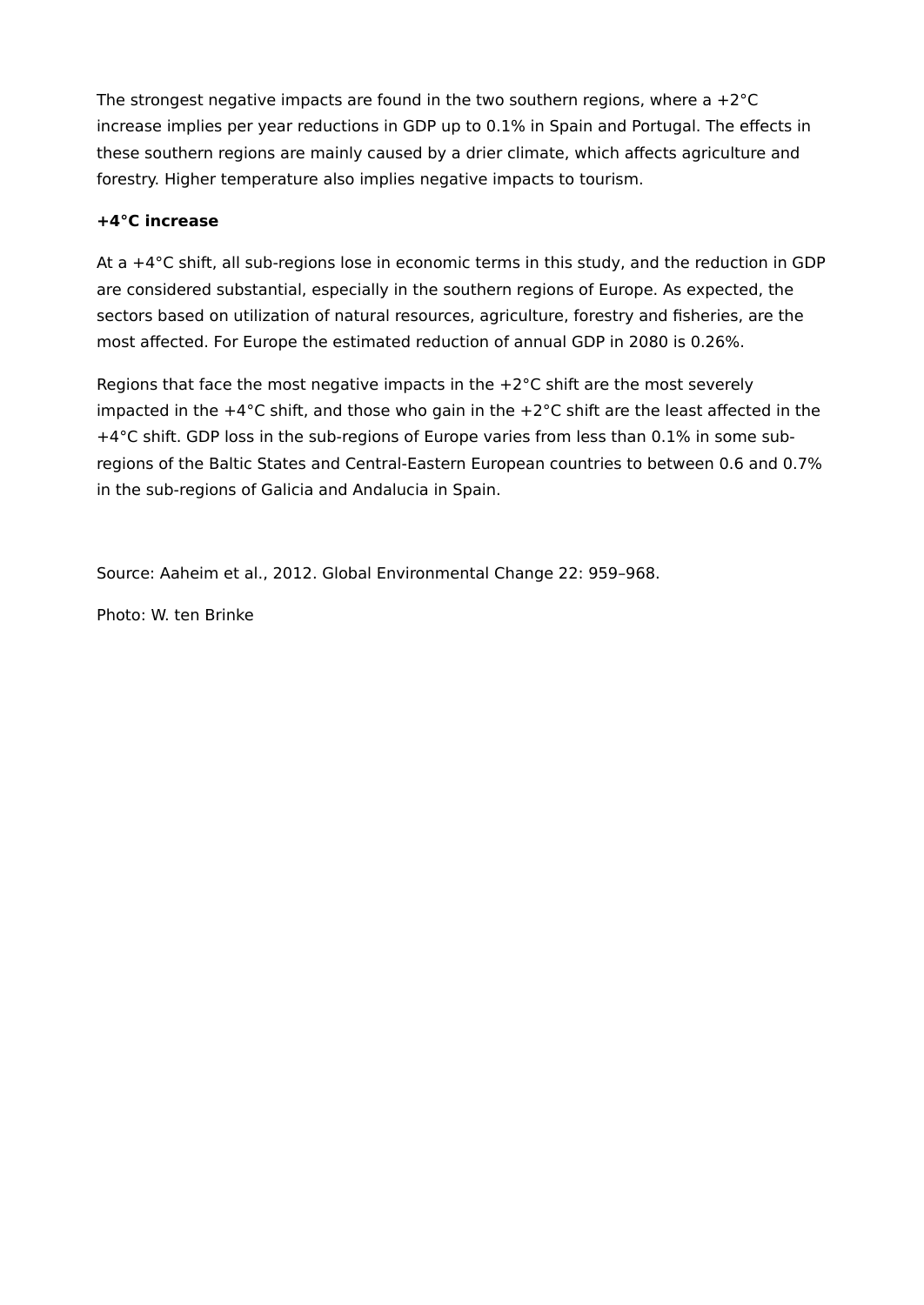The strongest negative impacts are found in the two southern regions, where a +2°C increase implies per year reductions in GDP up to 0.1% in Spain and Portugal. The effects in these southern regions are mainly caused by a drier climate, which affects agriculture and forestry. Higher temperature also implies negative impacts to tourism.

**+4°C increase**

At a +4°C shift, all sub-regions lose in economic terms in this study, and the reduction in GDP are considered substantial, especially in the southern regions of Europe. As expected, the sectors based on utilization of natural resources, agriculture, forestry and fisheries, are the most affected. For Europe the estimated reduction of annual GDP in 2080 is 0.26%.

Regions that face the most negative impacts in the +2°C shift are the most severely impacted in the +4°C shift, and those who gain in the +2°C shift are the least affected in the +4°C shift. GDP loss in the sub-regions of Europe varies from less than 0.1% in some sub-regions of the Baltic States and Central-Eastern European countries to between 0.6 and 0.7% in the sub-regions of Galicia and Andalucia in Spain.

Source: Aaheim et al., 2012. Global Environmental Change 22: 959–968.

Photo: W. ten Brinke